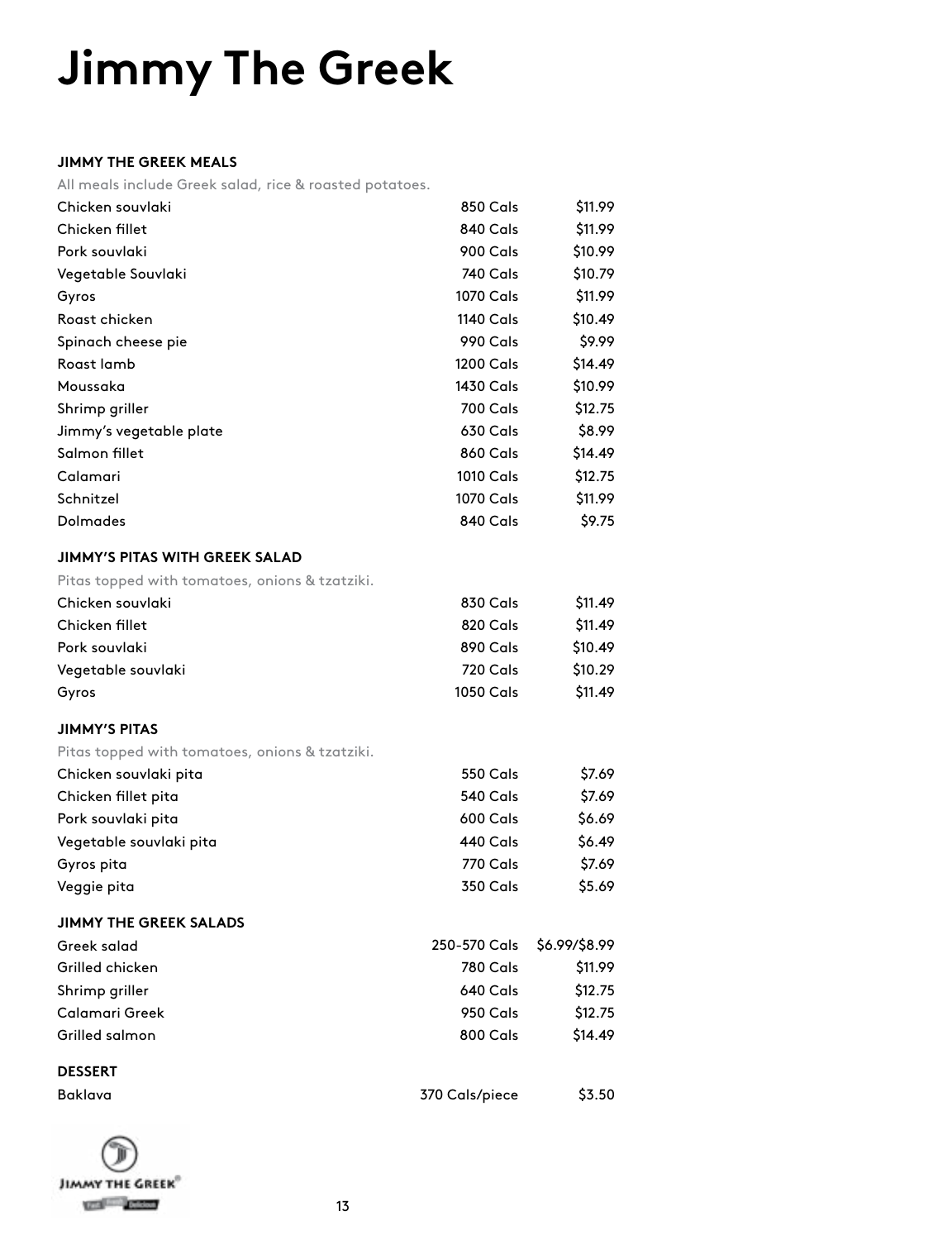# Jimmy The Greek

## JIMMY THE GREEK MEALS

All meals include Greek salad, rice & roasted potatoes.

| Item | Calories | Price |
|---|---|---|
| Chicken souvlaki | 850 Cals | $11.99 |
| Chicken fillet | 840 Cals | $11.99 |
| Pork souvlaki | 900 Cals | $10.99 |
| Vegetable Souvlaki | 740 Cals | $10.79 |
| Gyros | 1070 Cals | $11.99 |
| Roast chicken | 1140 Cals | $10.49 |
| Spinach cheese pie | 990 Cals | $9.99 |
| Roast lamb | 1200 Cals | $14.49 |
| Moussaka | 1430 Cals | $10.99 |
| Shrimp griller | 700 Cals | $12.75 |
| Jimmy's vegetable plate | 630 Cals | $8.99 |
| Salmon fillet | 860 Cals | $14.49 |
| Calamari | 1010 Cals | $12.75 |
| Schnitzel | 1070 Cals | $11.99 |
| Dolmades | 840 Cals | $9.75 |

## JIMMY'S PITAS WITH GREEK SALAD

Pitas topped with tomatoes, onions & tzatziki.

| Item | Calories | Price |
|---|---|---|
| Chicken souvlaki | 830 Cals | $11.49 |
| Chicken fillet | 820 Cals | $11.49 |
| Pork souvlaki | 890 Cals | $10.49 |
| Vegetable souvlaki | 720 Cals | $10.29 |
| Gyros | 1050 Cals | $11.49 |

## JIMMY'S PITAS

Pitas topped with tomatoes, onions & tzatziki.

| Item | Calories | Price |
|---|---|---|
| Chicken souvlaki pita | 550 Cals | $7.69 |
| Chicken fillet pita | 540 Cals | $7.69 |
| Pork souvlaki pita | 600 Cals | $6.69 |
| Vegetable souvlaki pita | 440 Cals | $6.49 |
| Gyros pita | 770 Cals | $7.69 |
| Veggie pita | 350 Cals | $5.69 |

## JIMMY THE GREEK SALADS

| Item | Calories | Price |
|---|---|---|
| Greek salad | 250-570 Cals | $6.99/$8.99 |
| Grilled chicken | 780 Cals | $11.99 |
| Shrimp griller | 640 Cals | $12.75 |
| Calamari Greek | 950 Cals | $12.75 |
| Grilled salmon | 800 Cals | $14.49 |

## DESSERT

| Item | Calories | Price |
|---|---|---|
| Baklava | 370 Cals/piece | $3.50 |

JIMMY THE GREEK®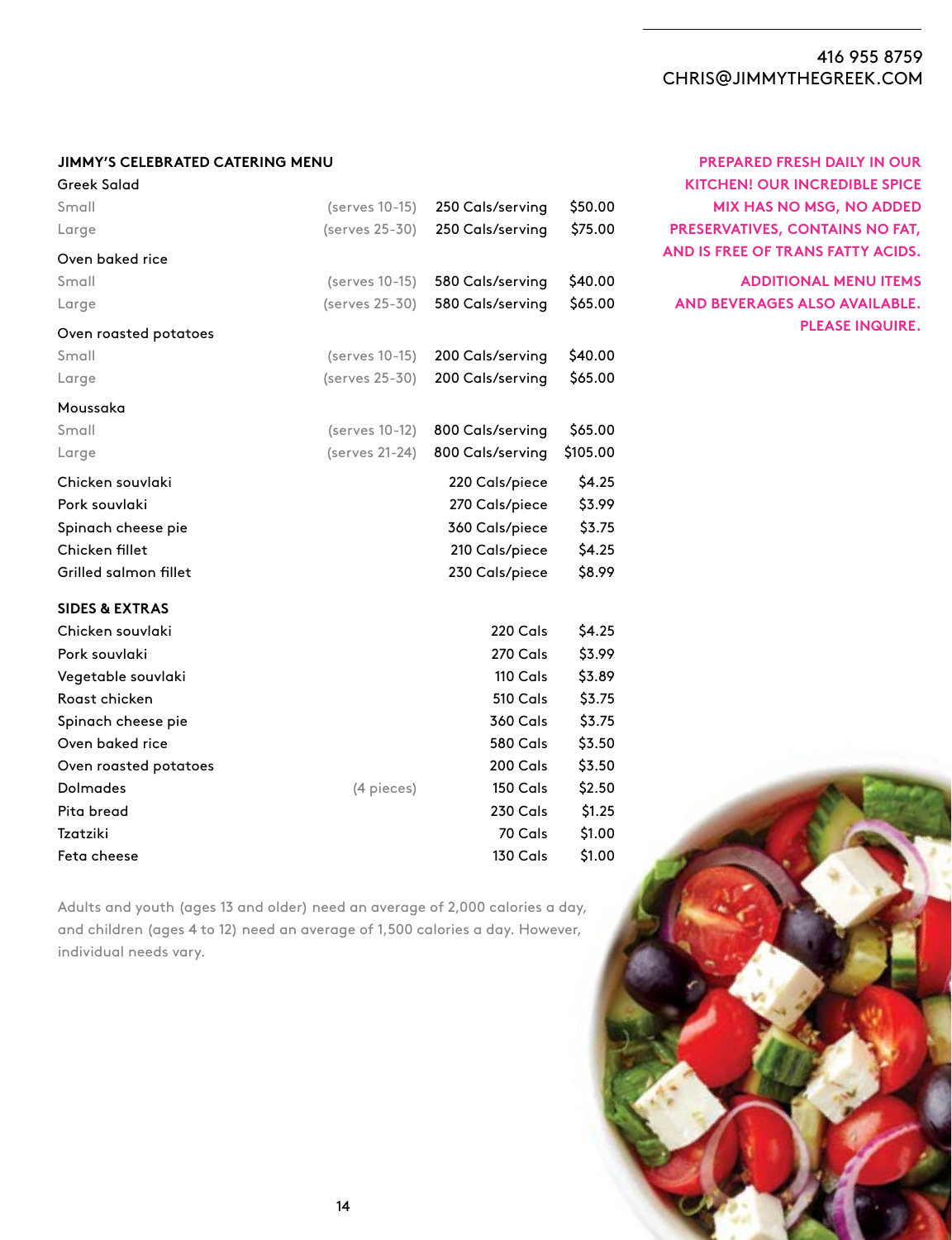416 955 8759
CHRIS@JIMMYTHEGREEK.COM

## JIMMY'S CELEBRATED CATERING MENU

| | | | |
|---|---|---|---|
| **Greek Salad** | | | |
| Small | (serves 10-15) | 250 Cals/serving | $50.00 |
| Large | (serves 25-30) | 250 Cals/serving | $75.00 |
| **Oven baked rice** | | | |
| Small | (serves 10-15) | 580 Cals/serving | $40.00 |
| Large | (serves 25-30) | 580 Cals/serving | $65.00 |
| **Oven roasted potatoes** | | | |
| Small | (serves 10-15) | 200 Cals/serving | $40.00 |
| Large | (serves 25-30) | 200 Cals/serving | $65.00 |
| **Moussaka** | | | |
| Small | (serves 10-12) | 800 Cals/serving | $65.00 |
| Large | (serves 21-24) | 800 Cals/serving | $105.00 |
| Chicken souvlaki | | 220 Cals/piece | $4.25 |
| Pork souvlaki | | 270 Cals/piece | $3.99 |
| Spinach cheese pie | | 360 Cals/piece | $3.75 |
| Chicken fillet | | 210 Cals/piece | $4.25 |
| Grilled salmon fillet | | 230 Cals/piece | $8.99 |

## SIDES & EXTRAS

| | | | |
|---|---|---|---|
| Chicken souvlaki | | 220 Cals | $4.25 |
| Pork souvlaki | | 270 Cals | $3.99 |
| Vegetable souvlaki | | 110 Cals | $3.89 |
| Roast chicken | | 510 Cals | $3.75 |
| Spinach cheese pie | | 360 Cals | $3.75 |
| Oven baked rice | | 580 Cals | $3.50 |
| Oven roasted potatoes | | 200 Cals | $3.50 |
| Dolmades | (4 pieces) | 150 Cals | $2.50 |
| Pita bread | | 230 Cals | $1.25 |
| Tzatziki | | 70 Cals | $1.00 |
| Feta cheese | | 130 Cals | $1.00 |

Adults and youth (ages 13 and older) need an average of 2,000 calories a day, and children (ages 4 to 12) need an average of 1,500 calories a day. However, individual needs vary.

**PREPARED FRESH DAILY IN OUR KITCHEN! OUR INCREDIBLE SPICE MIX HAS NO MSG, NO ADDED PRESERVATIVES, CONTAINS NO FAT, AND IS FREE OF TRANS FATTY ACIDS.**

**ADDITIONAL MENU ITEMS AND BEVERAGES ALSO AVAILABLE. PLEASE INQUIRE.**